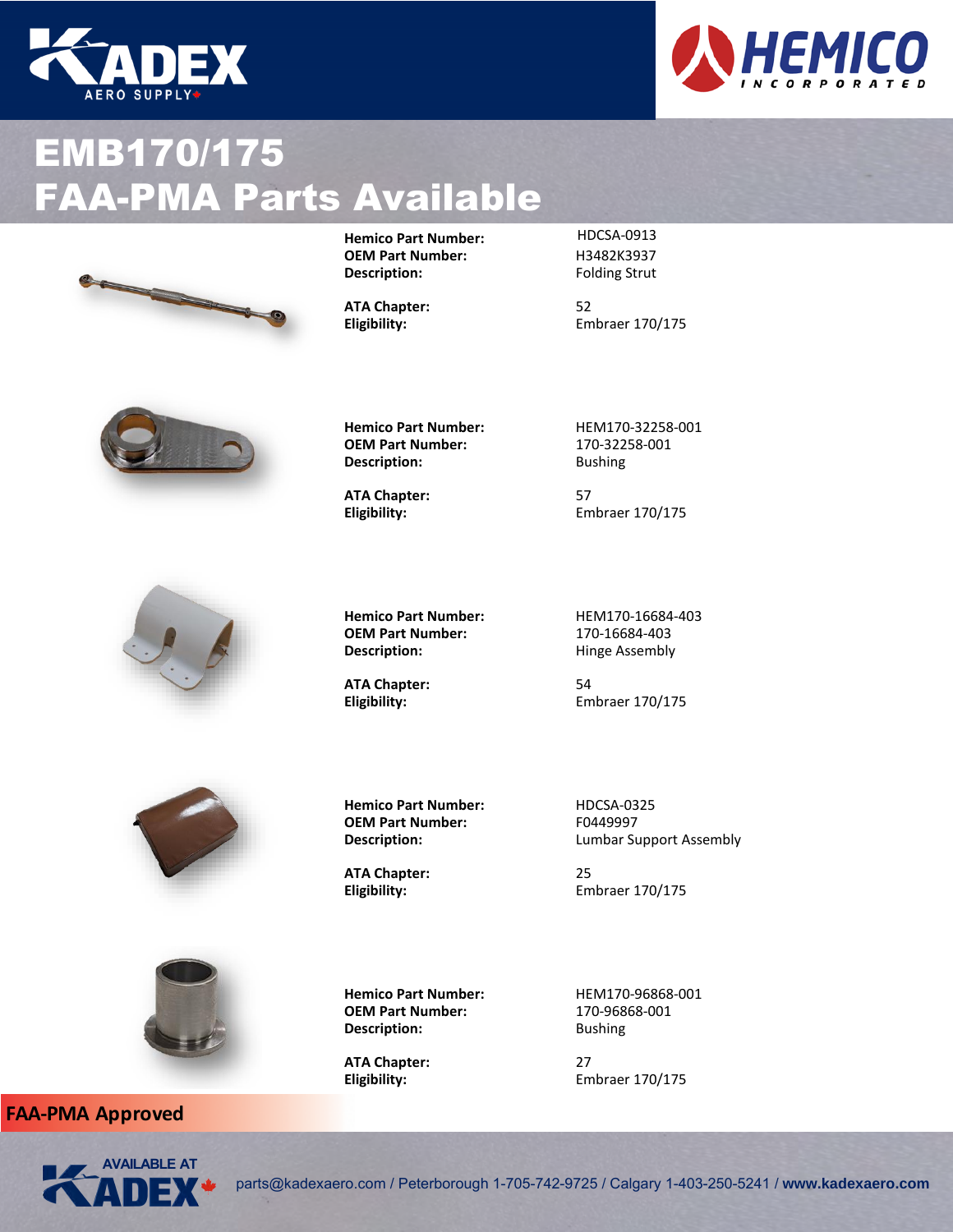# EMB170/175
# FAA-PMA Parts Available

**Hemico Part Number:** HDCSA-0913
**OEM Part Number:** H3482K3937
**Description:** Folding Strut

**ATA Chapter:** 52
**Eligibility:** Embraer 170/175

**Hemico Part Number:** HEM170-32258-001
**OEM Part Number:** 170-32258-001
**Description:** Bushing

**ATA Chapter:** 57
**Eligibility:** Embraer 170/175

**Hemico Part Number:** HEM170-16684-403
**OEM Part Number:** 170-16684-403
**Description:** Hinge Assembly

**ATA Chapter:** 54
**Eligibility:** Embraer 170/175

**Hemico Part Number:** HDCSA-0325
**OEM Part Number:** F0449997
**Description:** Lumbar Support Assembly

**ATA Chapter:** 25
**Eligibility:** Embraer 170/175

**Hemico Part Number:** HEM170-96868-001
**OEM Part Number:** 170-96868-001
**Description:** Bushing

**ATA Chapter:** 27
**Eligibility:** Embraer 170/175

**FAA-PMA Approved**

AVAILABLE AT KADEX

parts@kadexaero.com / Peterborough 1-705-742-9725 / Calgary 1-403-250-5241 / **www.kadexaero.com**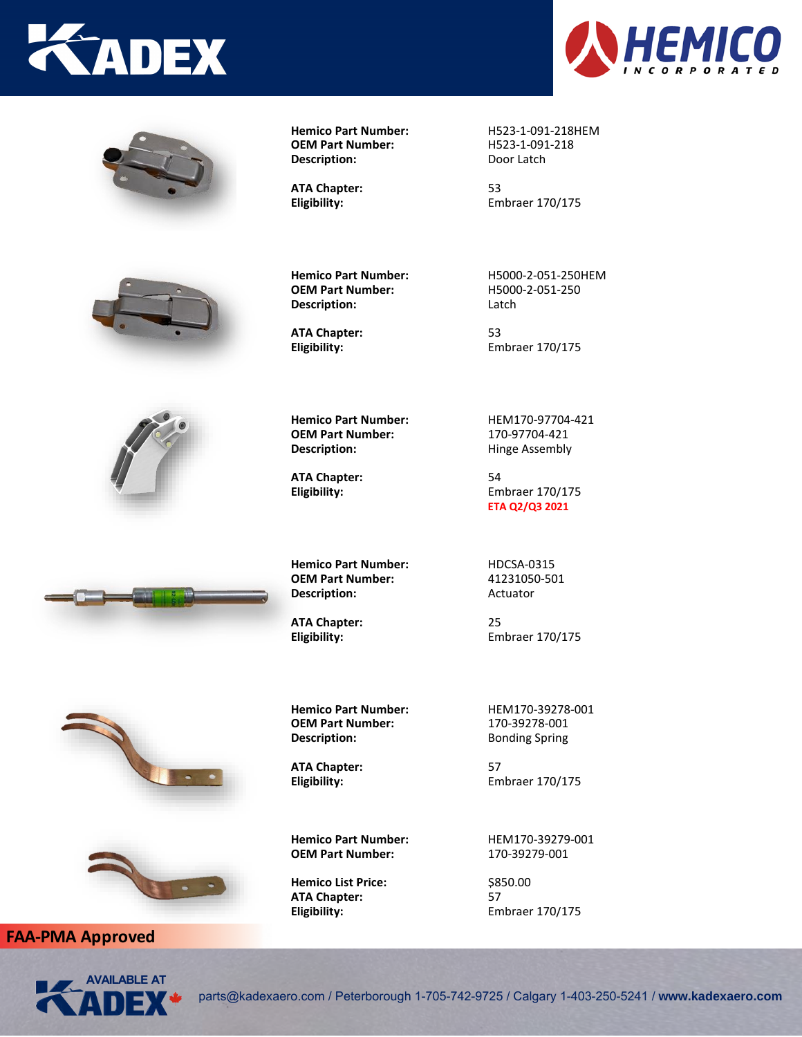| | |
|---|---|
| **Hemico Part Number:** | H523-1-091-218HEM |
| **OEM Part Number:** | H523-1-091-218 |
| **Description:** | Door Latch |
| **ATA Chapter:** | 53 |
| **Eligibility:** | Embraer 170/175 |

| | |
|---|---|
| **Hemico Part Number:** | H5000-2-051-250HEM |
| **OEM Part Number:** | H5000-2-051-250 |
| **Description:** | Latch |
| **ATA Chapter:** | 53 |
| **Eligibility:** | Embraer 170/175 |

| | |
|---|---|
| **Hemico Part Number:** | HEM170-97704-421 |
| **OEM Part Number:** | 170-97704-421 |
| **Description:** | Hinge Assembly |
| **ATA Chapter:** | 54 |
| **Eligibility:** | Embraer 170/175 **ETA Q2/Q3 2021** |

| | |
|---|---|
| **Hemico Part Number:** | HDCSA-0315 |
| **OEM Part Number:** | 41231050-501 |
| **Description:** | Actuator |
| **ATA Chapter:** | 25 |
| **Eligibility:** | Embraer 170/175 |

| | |
|---|---|
| **Hemico Part Number:** | HEM170-39278-001 |
| **OEM Part Number:** | 170-39278-001 |
| **Description:** | Bonding Spring |
| **ATA Chapter:** | 57 |
| **Eligibility:** | Embraer 170/175 |

| | |
|---|---|
| **Hemico Part Number:** | HEM170-39279-001 |
| **OEM Part Number:** | 170-39279-001 |
| **Hemico List Price:** | $850.00 |
| **ATA Chapter:** | 57 |
| **Eligibility:** | Embraer 170/175 |

**FAA-PMA Approved**

AVAILABLE AT KADEX

parts@kadexaero.com / Peterborough 1-705-742-9725 / Calgary 1-403-250-5241 / **www.kadexaero.com**